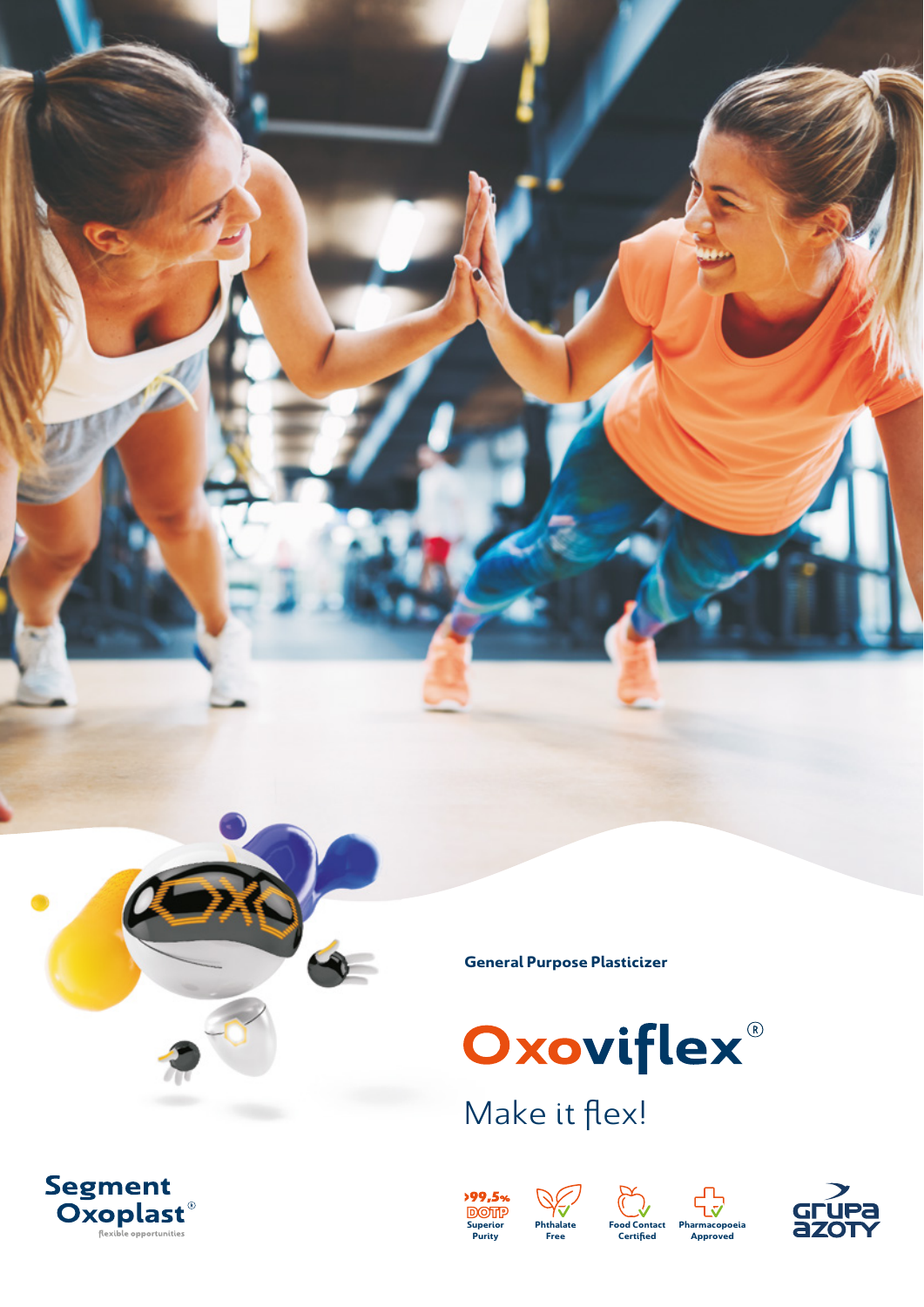General Purpose Plasticizer

# Oxoviflex®

Make it flex!

>99,5% DOTP Superior Purity

Phthalate Free

Food Contact Certified

Pharmacopoeia Approved

Segment Oxoplast®
flexible opportunities

Grupa Azoty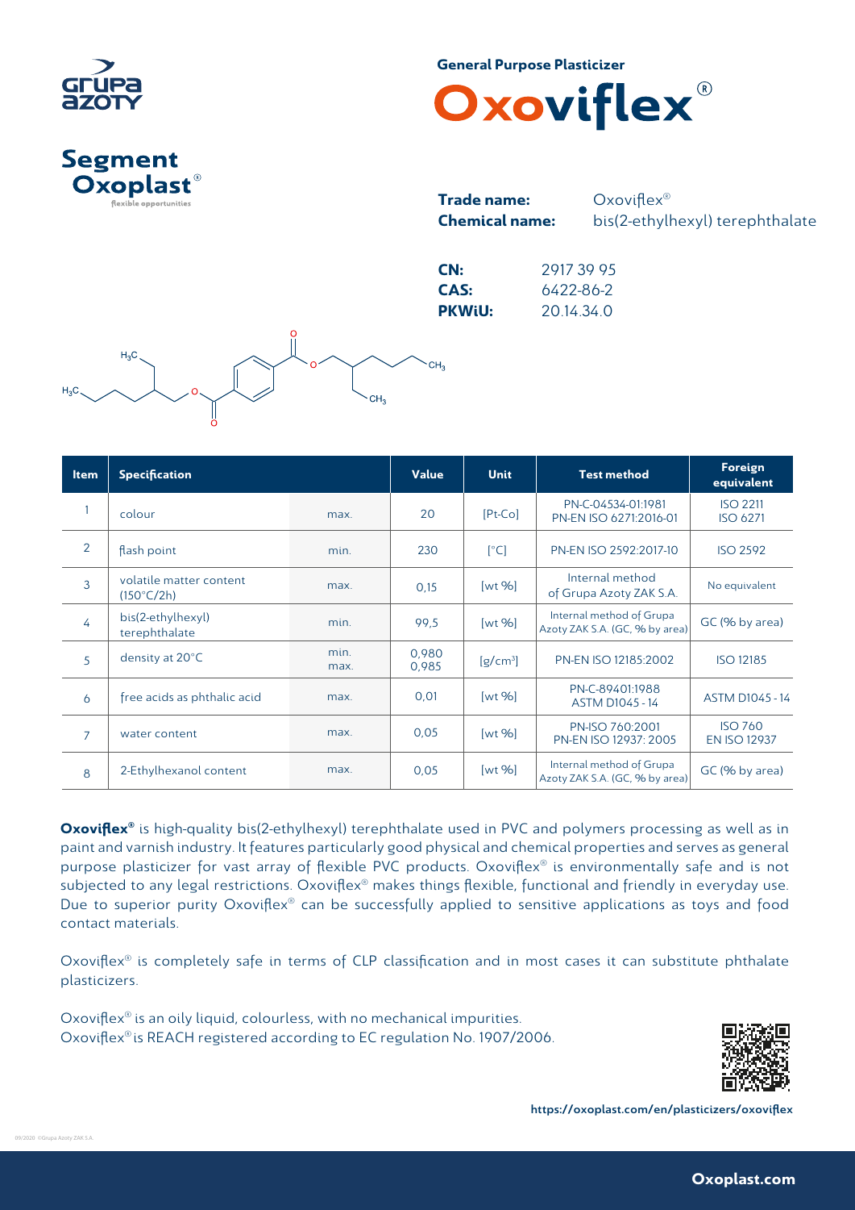Segment Oxoplast®

flexible opportunities

General Purpose Plasticizer

# Oxoviflex®

**Trade name:** Oxoviflex®
**Chemical name:** bis(2-ethylhexyl) terephthalate

**CN:** 2917 39 95
**CAS:** 6422-86-2
**PKWiU:** 20.14.34.0

| Item | Specification | | Value | Unit | Test method | Foreign equivalent |
|---|---|---|---|---|---|---|
| 1 | colour | max. | 20 | [Pt-Co] | PN-C-04534-01:1981 PN-EN ISO 6271:2016-01 | ISO 2211 ISO 6271 |
| 2 | flash point | min. | 230 | [°C] | PN-EN ISO 2592:2017-10 | ISO 2592 |
| 3 | volatile matter content (150°C/2h) | max. | 0,15 | [wt %] | Internal method of Grupa Azoty ZAK S.A. | No equivalent |
| 4 | bis(2-ethylhexyl) terephthalate | min. | 99,5 | [wt %] | Internal method of Grupa Azoty ZAK S.A. (GC, % by area) | GC (% by area) |
| 5 | density at 20°C | min. max. | 0,980 0,985 | [g/cm³] | PN-EN ISO 12185:2002 | ISO 12185 |
| 6 | free acids as phthalic acid | max. | 0,01 | [wt %] | PN-C-89401:1988 ASTM D1045 - 14 | ASTM D1045 - 14 |
| 7 | water content | max. | 0,05 | [wt %] | PN-ISO 760:2001 PN-EN ISO 12937: 2005 | ISO 760 EN ISO 12937 |
| 8 | 2-Ethylhexanol content | max. | 0,05 | [wt %] | Internal method of Grupa Azoty ZAK S.A. (GC, % by area) | GC (% by area) |

**Oxoviflex®** is high-quality bis(2-ethylhexyl) terephthalate used in PVC and polymers processing as well as in paint and varnish industry. It features particularly good physical and chemical properties and serves as general purpose plasticizer for vast array of flexible PVC products. Oxoviflex® is environmentally safe and is not subjected to any legal restrictions. Oxoviflex® makes things flexible, functional and friendly in everyday use. Due to superior purity Oxoviflex® can be successfully applied to sensitive applications as toys and food contact materials.

Oxoviflex® is completely safe in terms of CLP classification and in most cases it can substitute phthalate plasticizers.

Oxoviflex® is an oily liquid, colourless, with no mechanical impurities.
Oxoviflex® is REACH registered according to EC regulation No. 1907/2006.

https://oxoplast.com/en/plasticizers/oxoviflex

09/2020 ©Grupa Azoty ZAK S.A.

Oxoplast.com